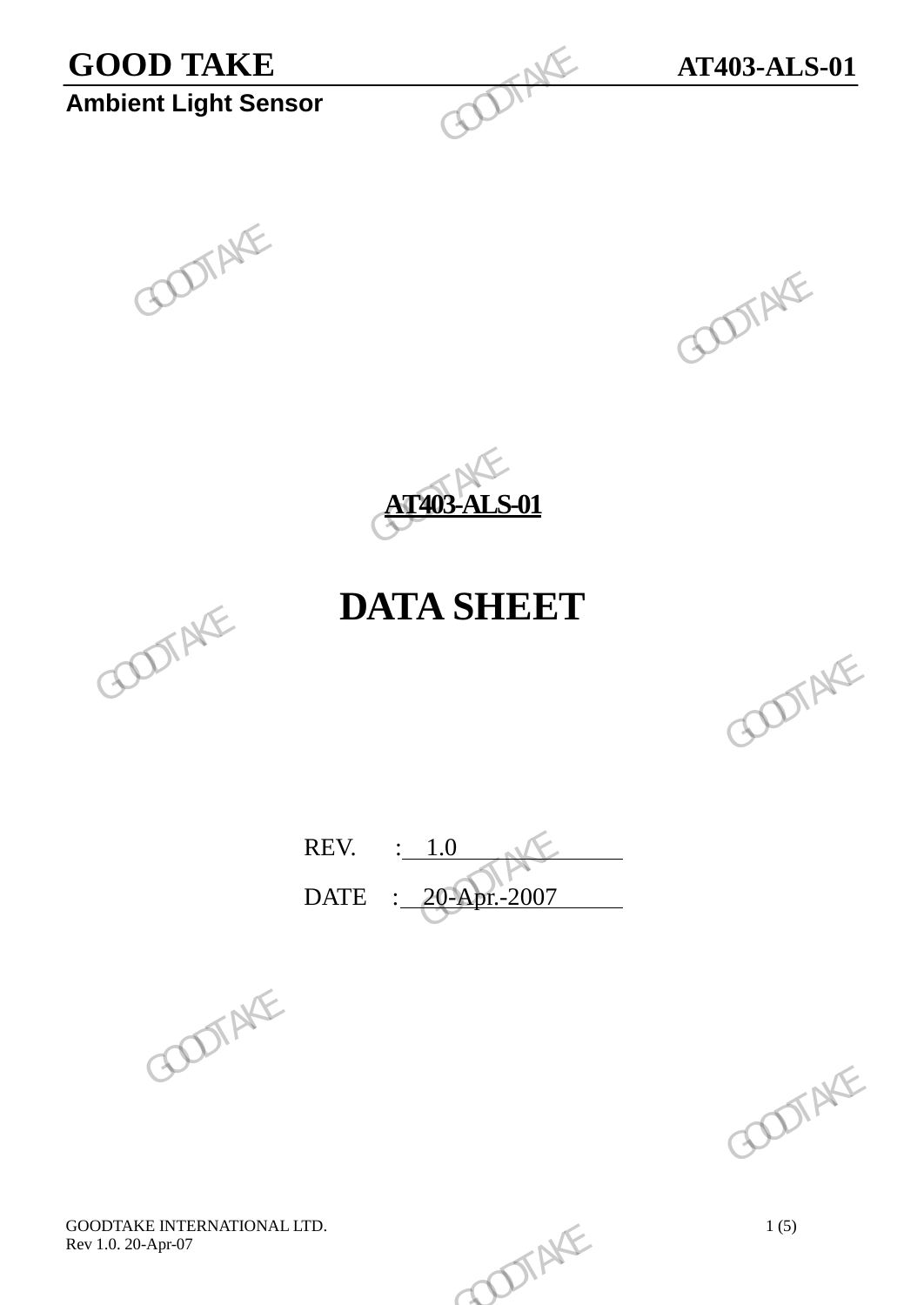# GOOD TAKE

**AT403-ALS-01**

**Ambient Light Sensor**

**AT403-ALS-01**

# DATA SHEET

REV. : 1.0

DATE : 20-Apr.-2007

GOODTAKE INTERNATIONAL LTD.
Rev 1.0. 20-Apr-07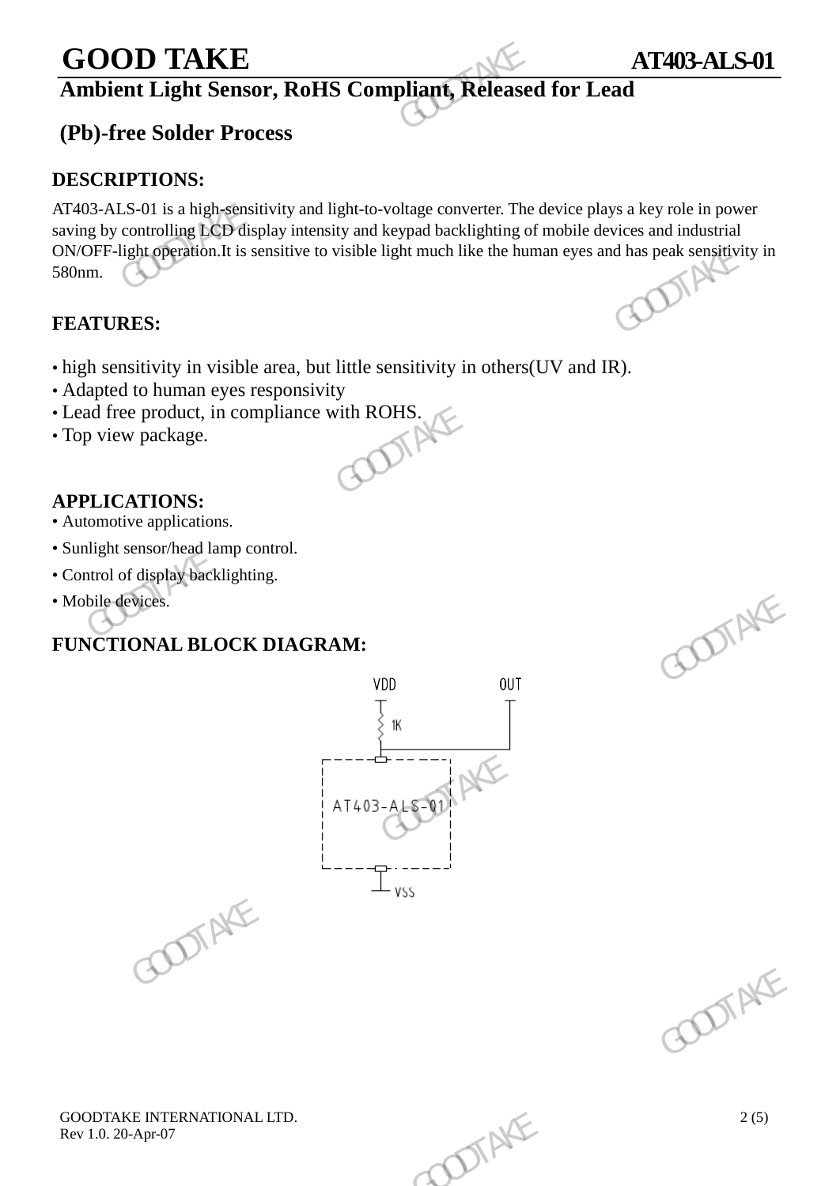# GOOD TAKE AT403-ALS-01

## Ambient Light Sensor, RoHS Compliant, Released for Lead (Pb)-free Solder Process

### DESCRIPTIONS:

AT403-ALS-01 is a high-sensitivity and light-to-voltage converter. The device plays a key role in power saving by controlling LCD display intensity and keypad backlighting of mobile devices and industrial ON/OFF-light operation.It is sensitive to visible light much like the human eyes and has peak sensitivity in 580nm.

### FEATURES:

- high sensitivity in visible area, but little sensitivity in others(UV and IR).
- Adapted to human eyes responsivity
- Lead free product, in compliance with ROHS.
- Top view package.

### APPLICATIONS:

- Automotive applications.
- Sunlight sensor/head lamp control.
- Control of display backlighting.
- Mobile devices.

### FUNCTIONAL BLOCK DIAGRAM:

VDD
OUT
1K
AT403-ALS-01
VSS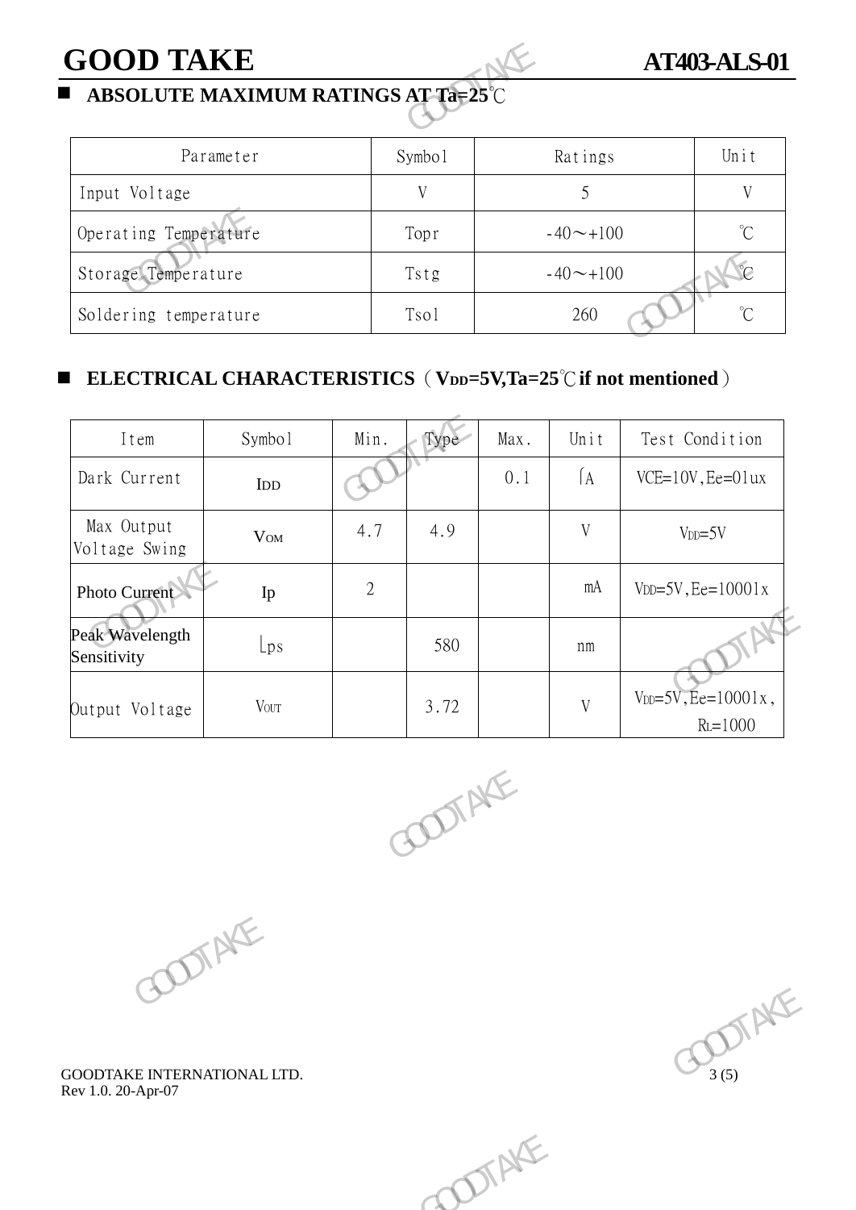## ABSOLUTE MAXIMUM RATINGS AT Ta=25℃

| Parameter | Symbol | Ratings | Unit |
|---|---|---|---|
| Input Voltage | V | 5 | V |
| Operating Temperature | Topr | -40～+100 | ℃ |
| Storage Temperature | Tstg | -40～+100 | ℃ |
| Soldering temperature | Tsol | 260 | ℃ |

## ELECTRICAL CHARACTERISTICS（$V_{DD}$=5V,Ta=25℃if not mentioned）

| Item | Symbol | Min. | Type | Max. | Unit | Test Condition |
|---|---|---|---|---|---|---|
| Dark Current | $I_{DD}$ | | | 0.1 | ∫A | VCE=10V,Ee=0lux |
| Max Output Voltage Swing | $V_{OM}$ | 4.7 | 4.9 | | V | $V_{DD}$=5V |
| Photo Current | Ip | 2 | | | mA | $V_{DD}$=5V,Ee=1000lx |
| Peak Wavelength Sensitivity | ⌊ps | | 580 | | nm | |
| Output Voltage | $V_{OUT}$ | | 3.72 | | V | $V_{DD}$=5V,Ee=1000lx, $R_L$=1000 |

GOODTAKE INTERNATIONAL LTD.

Rev 1.0. 20-Apr-07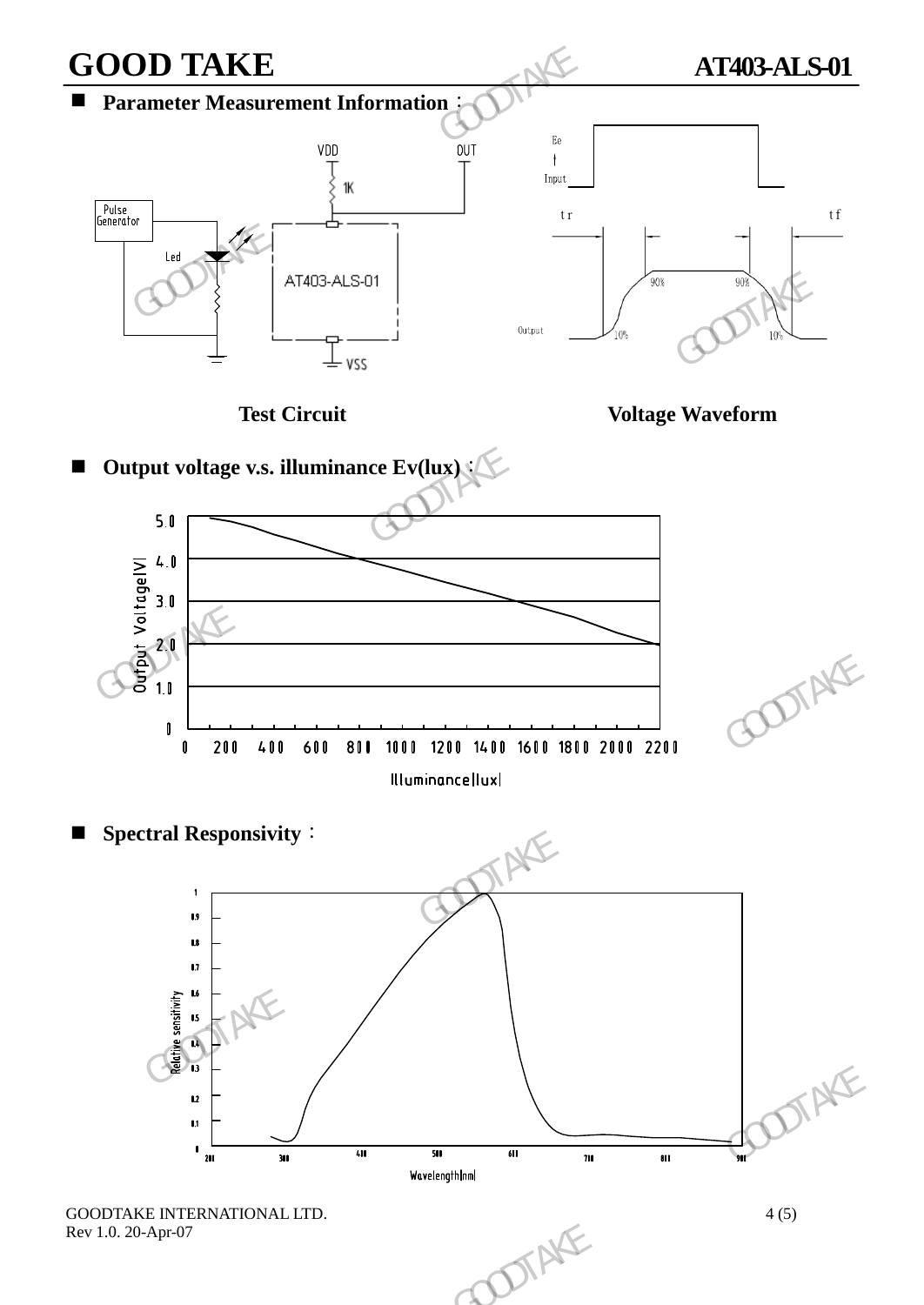■ **Parameter Measurement Information**：

Pulse Generator

Led

VDD

1K

OUT

AT403-ALS-01

VSS

Ee

Input

t r

t f

90%

90%

Output

10%

10%

**Test Circuit** **Voltage Waveform**

■ **Output voltage v.s. illuminance Ev(lux)**：

Output Voltage[V]

5.0

4.0

3.0

2.0

1.0

0

0 200 400 600 800 1000 1200 1400 1600 1800 2000 2200

Illuminance[lux]

■ **Spectral Responsivity**：

Relative sensitivity

1

0.9

0.8

0.7

0.6

0.5

0.4

0.3

0.2

0.1

0

200 300 400 500 600 700 800 900

Wavelength[nm]

GOODTAKE INTERNATIONAL LTD.
Rev 1.0. 20-Apr-07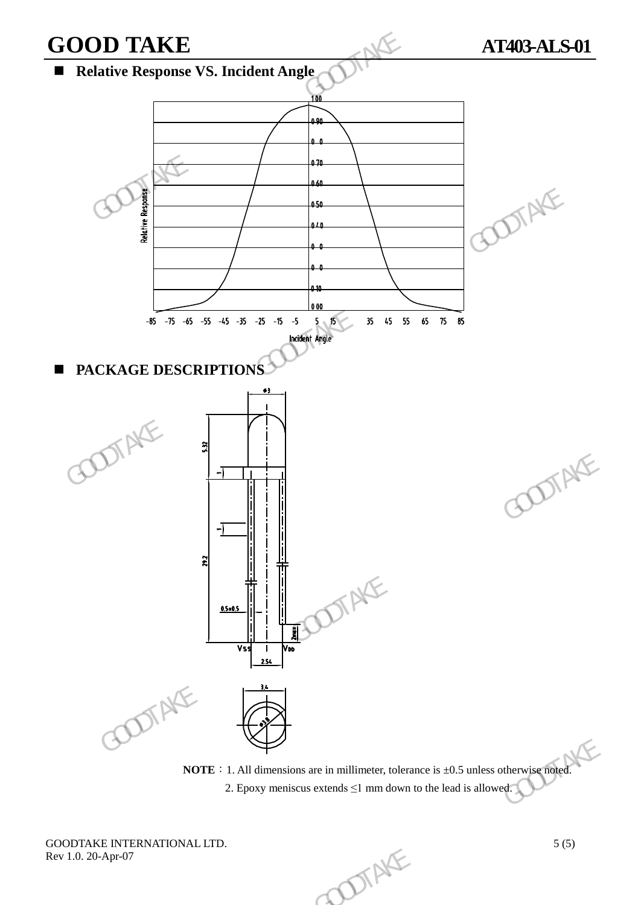## Relative Response VS. Incident Angle

Relative Response

1.00
0.90
0.0
0.70
0.60
0.50
0.40
0.0
0.0
0.10
0.00

-85 -75 -65 -55 -45 -35 -25 -15 -5 5 15 35 45 55 65 75 85

Incident Angle

## PACKAGE DESCRIPTIONS

φ3

5.32

1

1

29.2

0.5±0.5

2max

Vss

VDD

2.54

3.4

φ3.0

**NOTE**：1. All dimensions are in millimeter, tolerance is ±0.5 unless otherwise noted.

2. Epoxy meniscus extends ≤1 mm down to the lead is allowed.